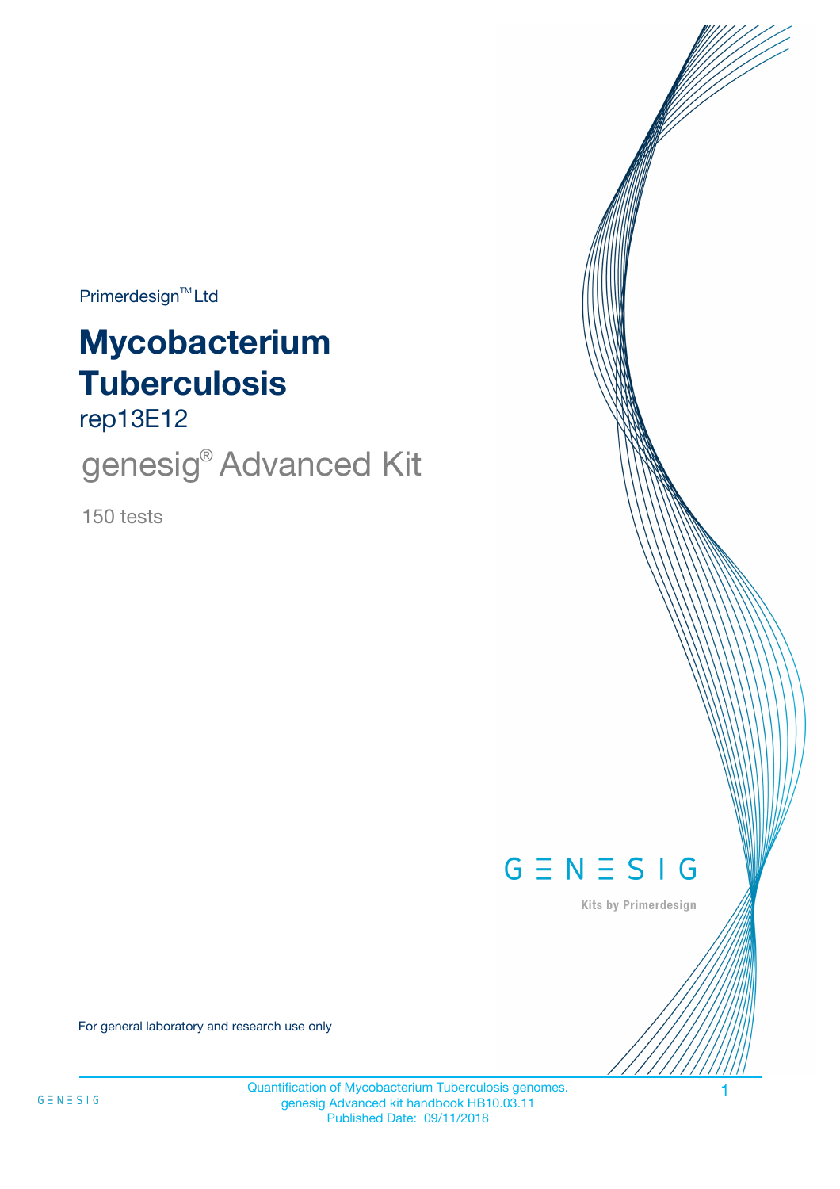Primerdesign™ Ltd

# Mycobacterium Tuberculosis

rep13E12

## genesig® Advanced Kit

150 tests

GENESIG

Kits by Primerdesign

For general laboratory and research use only

Quantification of Mycobacterium Tuberculosis genomes.
genesig Advanced kit handbook HB10.03.11
Published Date: 09/11/2018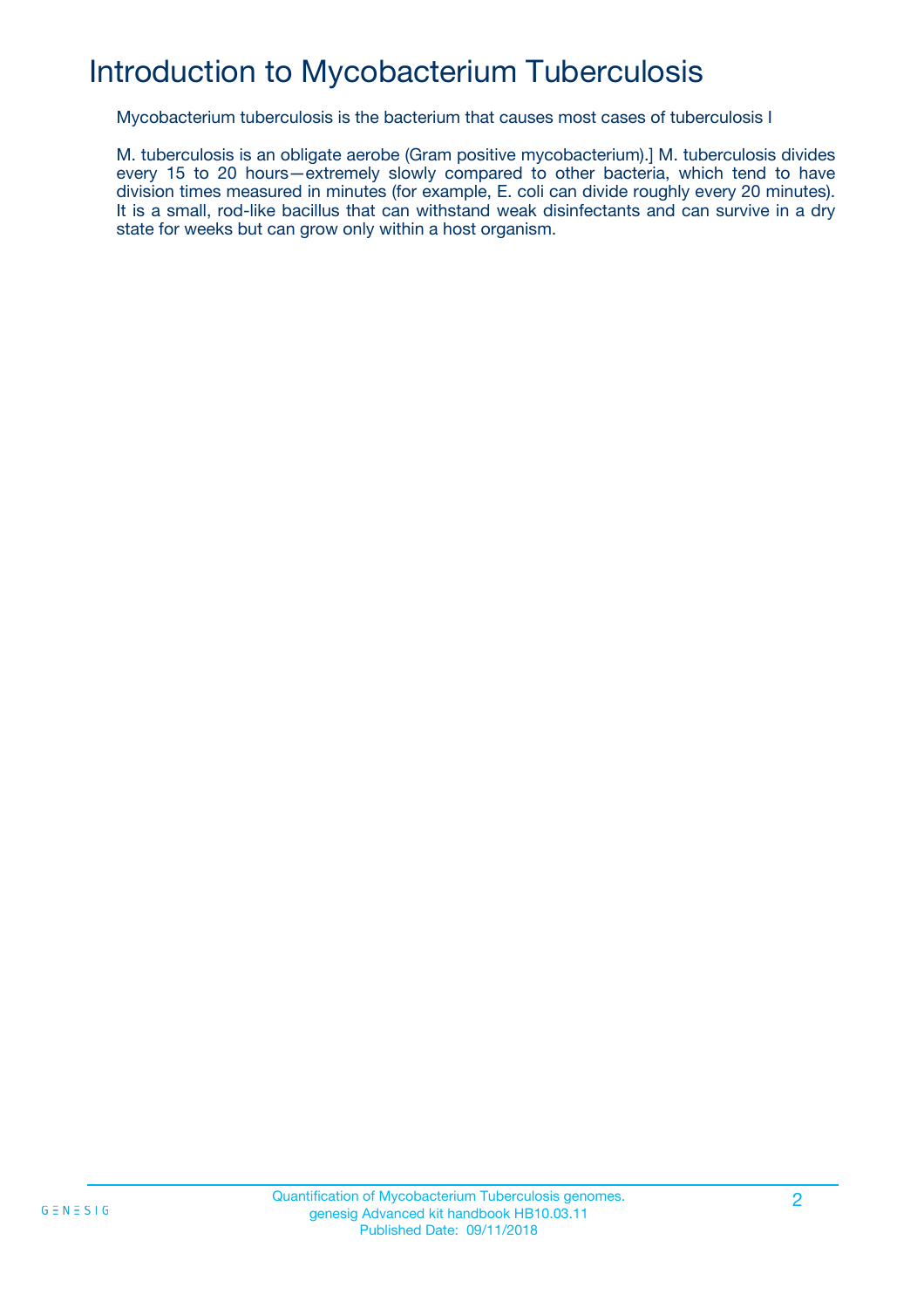# Introduction to Mycobacterium Tuberculosis

Mycobacterium tuberculosis is the bacterium that causes most cases of tuberculosis I

M. tuberculosis is an obligate aerobe (Gram positive mycobacterium).] M. tuberculosis divides every 15 to 20 hours—extremely slowly compared to other bacteria, which tend to have division times measured in minutes (for example, E. coli can divide roughly every 20 minutes). It is a small, rod-like bacillus that can withstand weak disinfectants and can survive in a dry state for weeks but can grow only within a host organism.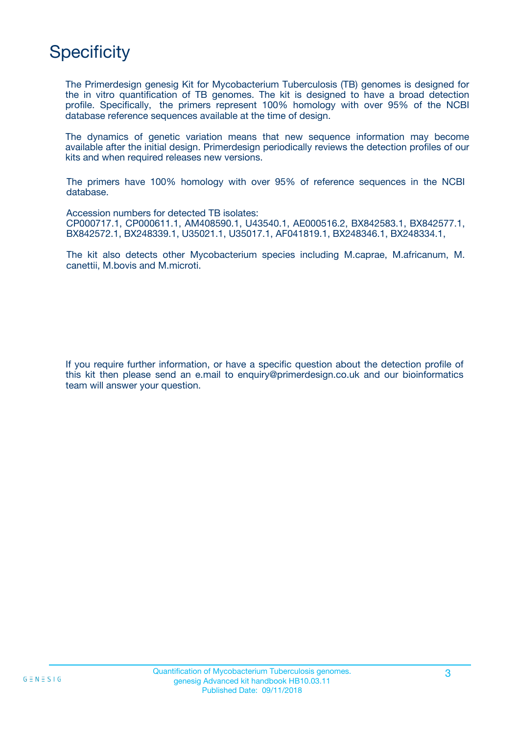# Specificity

The Primerdesign genesig Kit for Mycobacterium Tuberculosis (TB) genomes is designed for the in vitro quantification of TB genomes. The kit is designed to have a broad detection profile. Specifically, the primers represent 100% homology with over 95% of the NCBI database reference sequences available at the time of design.

The dynamics of genetic variation means that new sequence information may become available after the initial design. Primerdesign periodically reviews the detection profiles of our kits and when required releases new versions.

The primers have 100% homology with over 95% of reference sequences in the NCBI database.

Accession numbers for detected TB isolates:
CP000717.1, CP000611.1, AM408590.1, U43540.1, AE000516.2, BX842583.1, BX842577.1, BX842572.1, BX248339.1, U35021.1, U35017.1, AF041819.1, BX248346.1, BX248334.1,

The kit also detects other Mycobacterium species including M.caprae, M.africanum, M. canettii, M.bovis and M.microti.

If you require further information, or have a specific question about the detection profile of this kit then please send an e.mail to enquiry@primerdesign.co.uk and our bioinformatics team will answer your question.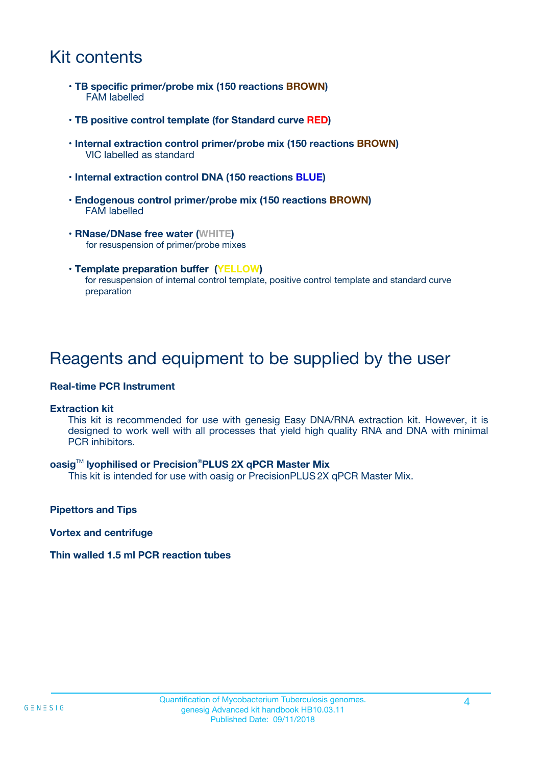# Kit contents

- **TB specific primer/probe mix (150 reactions BROWN)**
  FAM labelled
- **TB positive control template (for Standard curve RED)**
- **Internal extraction control primer/probe mix (150 reactions BROWN)**
  VIC labelled as standard
- **Internal extraction control DNA (150 reactions BLUE)**
- **Endogenous control primer/probe mix (150 reactions BROWN)**
  FAM labelled
- **RNase/DNase free water (WHITE)**
  for resuspension of primer/probe mixes
- **Template preparation buffer (YELLOW)**
  for resuspension of internal control template, positive control template and standard curve preparation

# Reagents and equipment to be supplied by the user

**Real-time PCR Instrument**

**Extraction kit**
This kit is recommended for use with genesig Easy DNA/RNA extraction kit. However, it is designed to work well with all processes that yield high quality RNA and DNA with minimal PCR inhibitors.

**oasig™ lyophilised or Precision®PLUS 2X qPCR Master Mix**
This kit is intended for use with oasig or PrecisionPLUS 2X qPCR Master Mix.

**Pipettors and Tips**

**Vortex and centrifuge**

**Thin walled 1.5 ml PCR reaction tubes**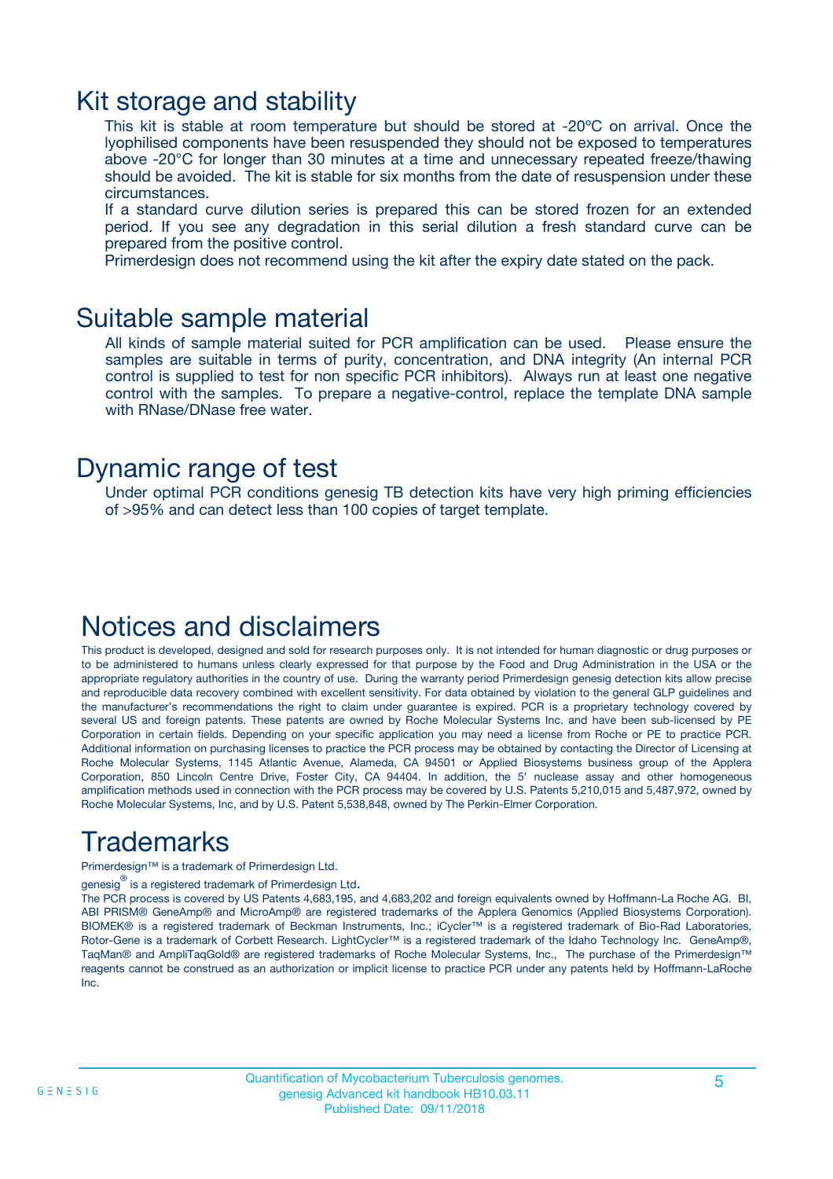## Kit storage and stability

This kit is stable at room temperature but should be stored at -20ºC on arrival. Once the lyophilised components have been resuspended they should not be exposed to temperatures above -20°C for longer than 30 minutes at a time and unnecessary repeated freeze/thawing should be avoided. The kit is stable for six months from the date of resuspension under these circumstances.

If a standard curve dilution series is prepared this can be stored frozen for an extended period. If you see any degradation in this serial dilution a fresh standard curve can be prepared from the positive control.

Primerdesign does not recommend using the kit after the expiry date stated on the pack.

## Suitable sample material

All kinds of sample material suited for PCR amplification can be used. Please ensure the samples are suitable in terms of purity, concentration, and DNA integrity (An internal PCR control is supplied to test for non specific PCR inhibitors). Always run at least one negative control with the samples. To prepare a negative-control, replace the template DNA sample with RNase/DNase free water.

## Dynamic range of test

Under optimal PCR conditions genesig TB detection kits have very high priming efficiencies of >95% and can detect less than 100 copies of target template.

## Notices and disclaimers

This product is developed, designed and sold for research purposes only. It is not intended for human diagnostic or drug purposes or to be administered to humans unless clearly expressed for that purpose by the Food and Drug Administration in the USA or the appropriate regulatory authorities in the country of use. During the warranty period Primerdesign genesig detection kits allow precise and reproducible data recovery combined with excellent sensitivity. For data obtained by violation to the general GLP guidelines and the manufacturer's recommendations the right to claim under guarantee is expired. PCR is a proprietary technology covered by several US and foreign patents. These patents are owned by Roche Molecular Systems Inc. and have been sub-licensed by PE Corporation in certain fields. Depending on your specific application you may need a license from Roche or PE to practice PCR. Additional information on purchasing licenses to practice the PCR process may be obtained by contacting the Director of Licensing at Roche Molecular Systems, 1145 Atlantic Avenue, Alameda, CA 94501 or Applied Biosystems business group of the Applera Corporation, 850 Lincoln Centre Drive, Foster City, CA 94404. In addition, the 5' nuclease assay and other homogeneous amplification methods used in connection with the PCR process may be covered by U.S. Patents 5,210,015 and 5,487,972, owned by Roche Molecular Systems, Inc, and by U.S. Patent 5,538,848, owned by The Perkin-Elmer Corporation.

## Trademarks

Primerdesign™ is a trademark of Primerdesign Ltd.

genesig® is a registered trademark of Primerdesign Ltd.

The PCR process is covered by US Patents 4,683,195, and 4,683,202 and foreign equivalents owned by Hoffmann-La Roche AG. BI, ABI PRISM® GeneAmp® and MicroAmp® are registered trademarks of the Applera Genomics (Applied Biosystems Corporation). BIOMEK® is a registered trademark of Beckman Instruments, Inc.; iCycler™ is a registered trademark of Bio-Rad Laboratories, Rotor-Gene is a trademark of Corbett Research. LightCycler™ is a registered trademark of the Idaho Technology Inc. GeneAmp®, TaqMan® and AmpliTaqGold® are registered trademarks of Roche Molecular Systems, Inc., The purchase of the Primerdesign™ reagents cannot be construed as an authorization or implicit license to practice PCR under any patents held by Hoffmann-LaRoche Inc.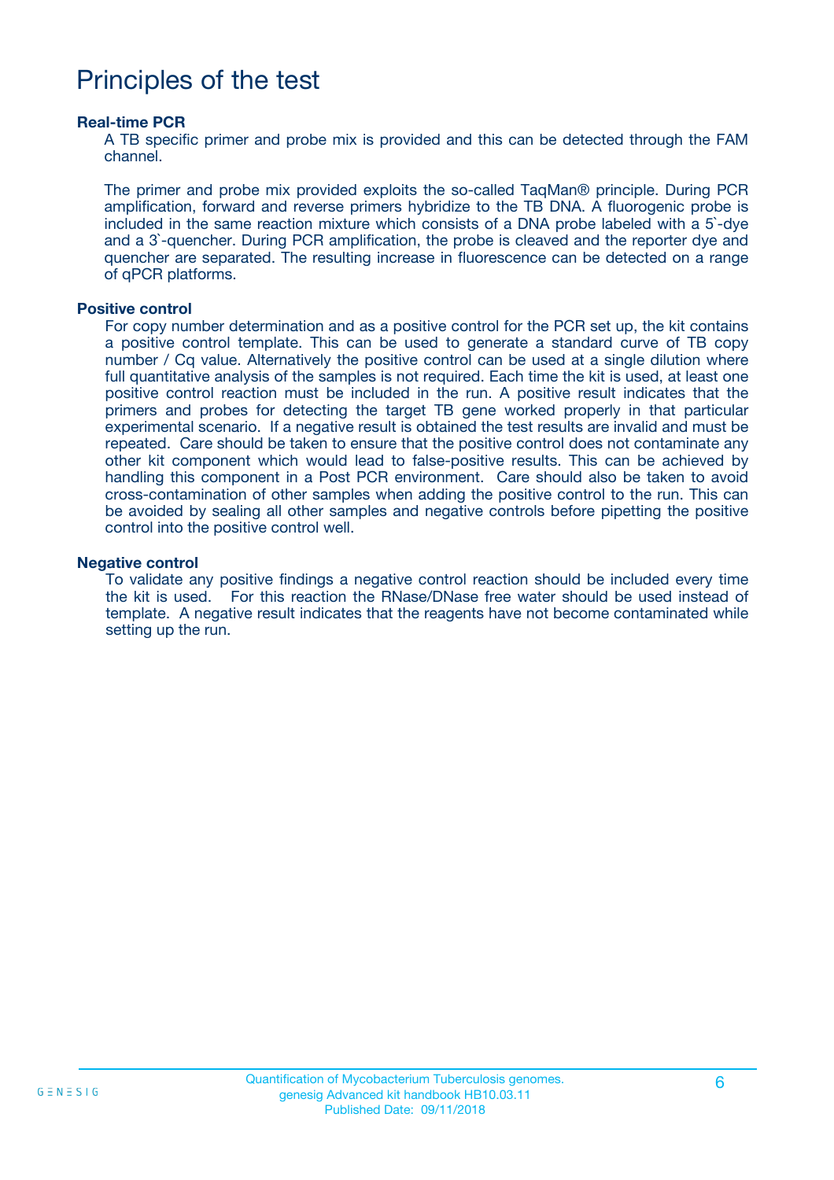# Principles of the test

### Real-time PCR

A TB specific primer and probe mix is provided and this can be detected through the FAM channel.

The primer and probe mix provided exploits the so-called TaqMan® principle. During PCR amplification, forward and reverse primers hybridize to the TB DNA. A fluorogenic probe is included in the same reaction mixture which consists of a DNA probe labeled with a 5`-dye and a 3`-quencher. During PCR amplification, the probe is cleaved and the reporter dye and quencher are separated. The resulting increase in fluorescence can be detected on a range of qPCR platforms.

### Positive control

For copy number determination and as a positive control for the PCR set up, the kit contains a positive control template. This can be used to generate a standard curve of TB copy number / Cq value. Alternatively the positive control can be used at a single dilution where full quantitative analysis of the samples is not required. Each time the kit is used, at least one positive control reaction must be included in the run. A positive result indicates that the primers and probes for detecting the target TB gene worked properly in that particular experimental scenario. If a negative result is obtained the test results are invalid and must be repeated. Care should be taken to ensure that the positive control does not contaminate any other kit component which would lead to false-positive results. This can be achieved by handling this component in a Post PCR environment. Care should also be taken to avoid cross-contamination of other samples when adding the positive control to the run. This can be avoided by sealing all other samples and negative controls before pipetting the positive control into the positive control well.

### Negative control

To validate any positive findings a negative control reaction should be included every time the kit is used. For this reaction the RNase/DNase free water should be used instead of template. A negative result indicates that the reagents have not become contaminated while setting up the run.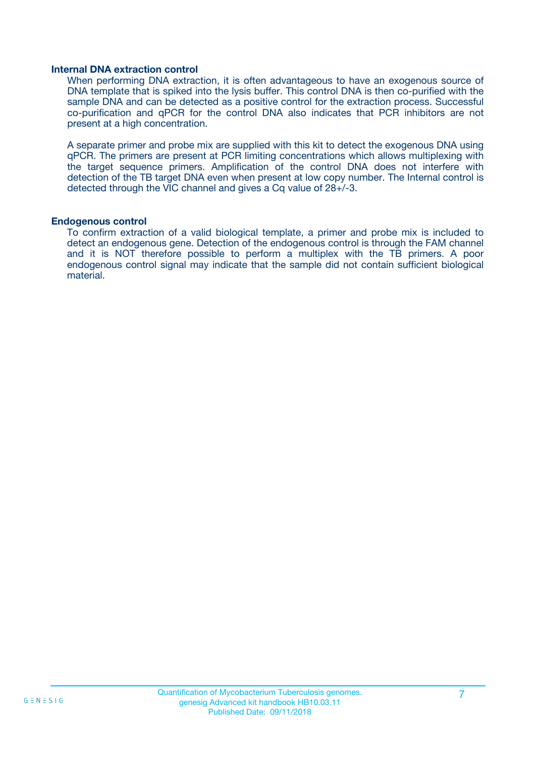### Internal DNA extraction control

When performing DNA extraction, it is often advantageous to have an exogenous source of DNA template that is spiked into the lysis buffer. This control DNA is then co-purified with the sample DNA and can be detected as a positive control for the extraction process. Successful co-purification and qPCR for the control DNA also indicates that PCR inhibitors are not present at a high concentration.

A separate primer and probe mix are supplied with this kit to detect the exogenous DNA using qPCR. The primers are present at PCR limiting concentrations which allows multiplexing with the target sequence primers. Amplification of the control DNA does not interfere with detection of the TB target DNA even when present at low copy number. The Internal control is detected through the VIC channel and gives a Cq value of 28+/-3.

### Endogenous control

To confirm extraction of a valid biological template, a primer and probe mix is included to detect an endogenous gene. Detection of the endogenous control is through the FAM channel and it is NOT therefore possible to perform a multiplex with the TB primers. A poor endogenous control signal may indicate that the sample did not contain sufficient biological material.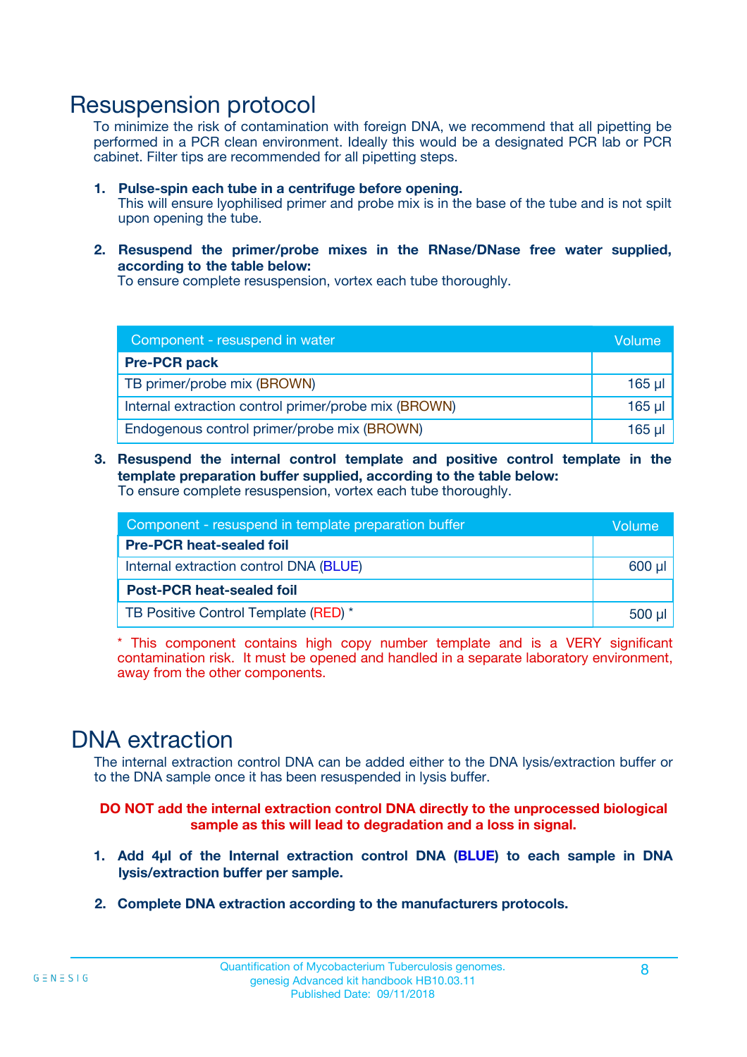# Resuspension protocol

To minimize the risk of contamination with foreign DNA, we recommend that all pipetting be performed in a PCR clean environment. Ideally this would be a designated PCR lab or PCR cabinet. Filter tips are recommended for all pipetting steps.

1. **Pulse-spin each tube in a centrifuge before opening.**
   This will ensure lyophilised primer and probe mix is in the base of the tube and is not spilt upon opening the tube.

2. **Resuspend the primer/probe mixes in the RNase/DNase free water supplied, according to the table below:**
   To ensure complete resuspension, vortex each tube thoroughly.

| Component - resuspend in water | Volume |
|---|---|
| **Pre-PCR pack** | |
| TB primer/probe mix (BROWN) | 165 µl |
| Internal extraction control primer/probe mix (BROWN) | 165 µl |
| Endogenous control primer/probe mix (BROWN) | 165 µl |

3. **Resuspend the internal control template and positive control template in the template preparation buffer supplied, according to the table below:**
   To ensure complete resuspension, vortex each tube thoroughly.

| Component - resuspend in template preparation buffer | Volume |
|---|---|
| **Pre-PCR heat-sealed foil** | |
| Internal extraction control DNA (BLUE) | 600 µl |
| **Post-PCR heat-sealed foil** | |
| TB Positive Control Template (RED) * | 500 µl |

* This component contains high copy number template and is a VERY significant contamination risk. It must be opened and handled in a separate laboratory environment, away from the other components.

# DNA extraction

The internal extraction control DNA can be added either to the DNA lysis/extraction buffer or to the DNA sample once it has been resuspended in lysis buffer.

**DO NOT add the internal extraction control DNA directly to the unprocessed biological sample as this will lead to degradation and a loss in signal.**

1. **Add 4µl of the Internal extraction control DNA (BLUE) to each sample in DNA lysis/extraction buffer per sample.**

2. **Complete DNA extraction according to the manufacturers protocols.**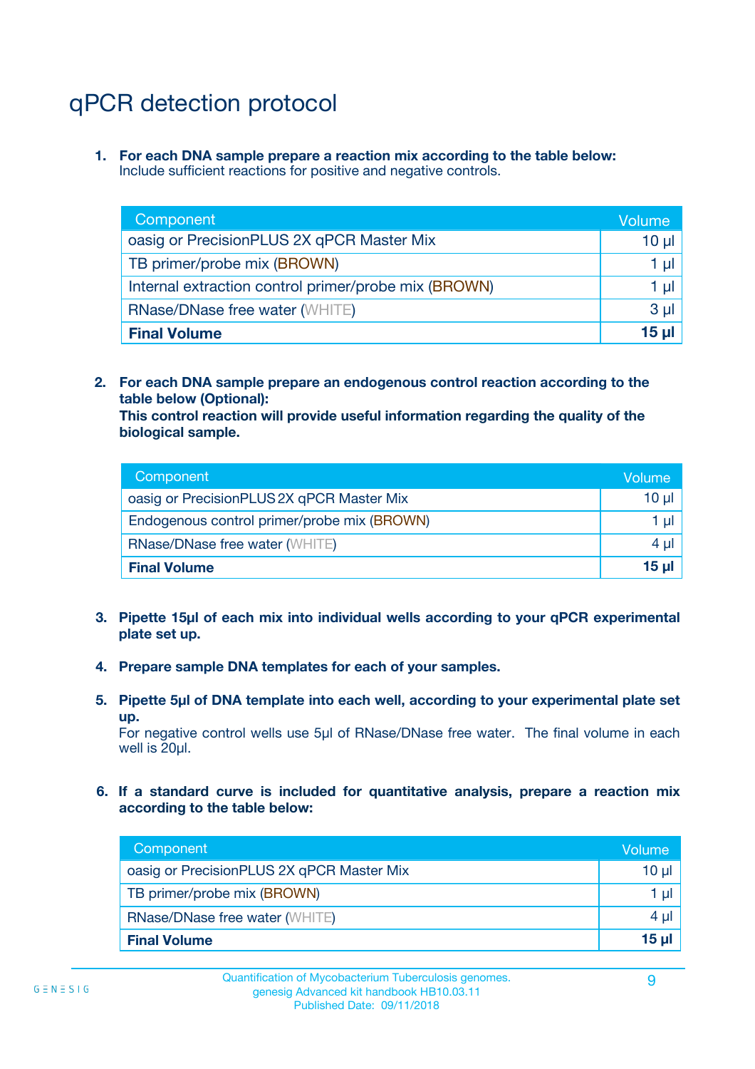# qPCR detection protocol

1. **For each DNA sample prepare a reaction mix according to the table below:**
   Include sufficient reactions for positive and negative controls.

| Component | Volume |
|---|---|
| oasig or PrecisionPLUS 2X qPCR Master Mix | 10 µl |
| TB primer/probe mix (BROWN) | 1 µl |
| Internal extraction control primer/probe mix (BROWN) | 1 µl |
| RNase/DNase free water (WHITE) | 3 µl |
| **Final Volume** | **15 µl** |

2. **For each DNA sample prepare an endogenous control reaction according to the table below (Optional):**
   **This control reaction will provide useful information regarding the quality of the biological sample.**

| Component | Volume |
|---|---|
| oasig or PrecisionPLUS 2X qPCR Master Mix | 10 µl |
| Endogenous control primer/probe mix (BROWN) | 1 µl |
| RNase/DNase free water (WHITE) | 4 µl |
| **Final Volume** | **15 µl** |

3. **Pipette 15µl of each mix into individual wells according to your qPCR experimental plate set up.**

4. **Prepare sample DNA templates for each of your samples.**

5. **Pipette 5µl of DNA template into each well, according to your experimental plate set up.**
   For negative control wells use 5µl of RNase/DNase free water. The final volume in each well is 20µl.

6. **If a standard curve is included for quantitative analysis, prepare a reaction mix according to the table below:**

| Component | Volume |
|---|---|
| oasig or PrecisionPLUS 2X qPCR Master Mix | 10 µl |
| TB primer/probe mix (BROWN) | 1 µl |
| RNase/DNase free water (WHITE) | 4 µl |
| **Final Volume** | **15 µl** |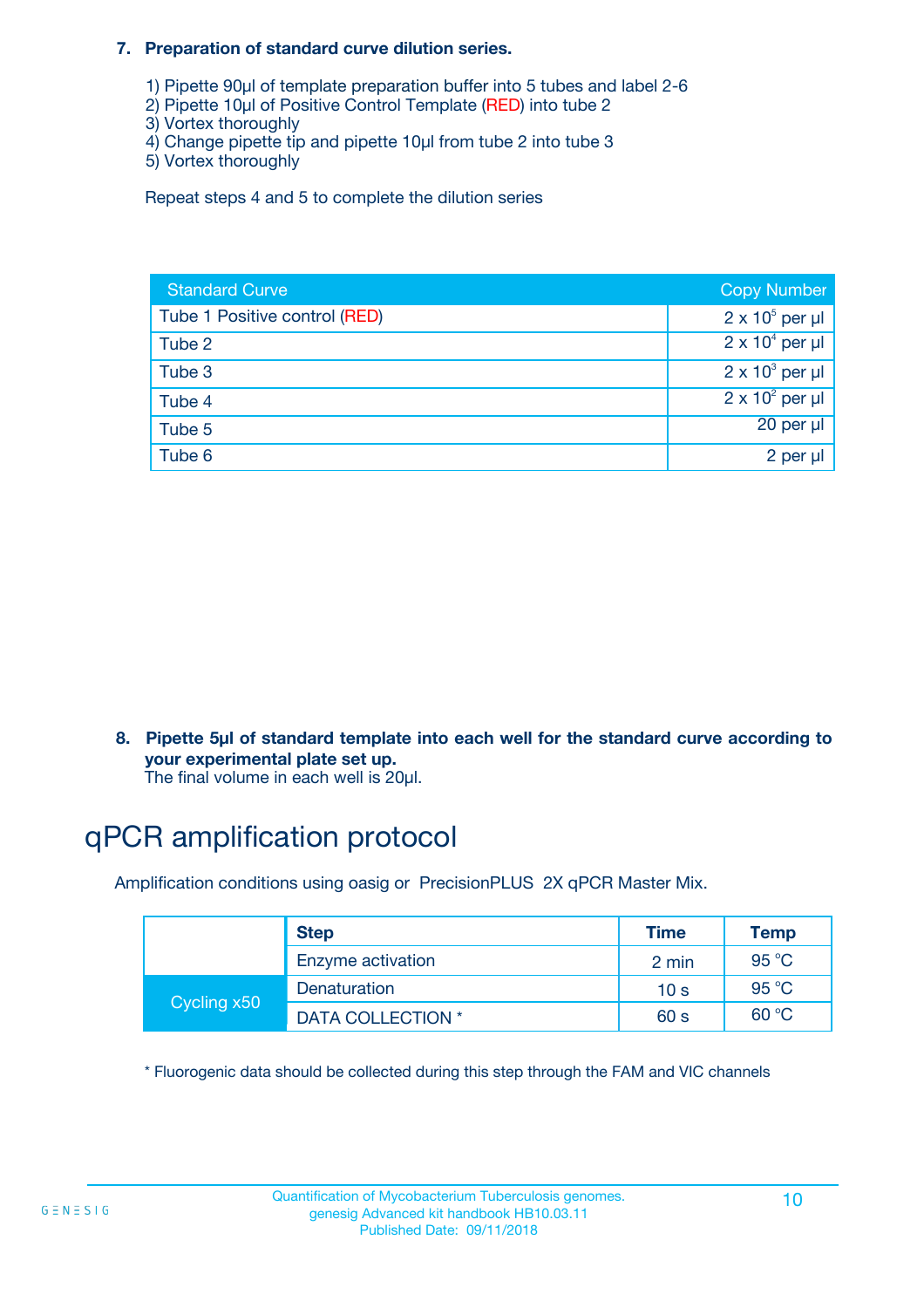7. **Preparation of standard curve dilution series.**

   1) Pipette 90µl of template preparation buffer into 5 tubes and label 2-6
   2) Pipette 10µl of Positive Control Template (RED) into tube 2
   3) Vortex thoroughly
   4) Change pipette tip and pipette 10µl from tube 2 into tube 3
   5) Vortex thoroughly

   Repeat steps 4 and 5 to complete the dilution series

| Standard Curve | Copy Number |
|---|---|
| Tube 1 Positive control (RED) | $2 \times 10^5$ per µl |
| Tube 2 | $2 \times 10^4$ per µl |
| Tube 3 | $2 \times 10^3$ per µl |
| Tube 4 | $2 \times 10^2$ per µl |
| Tube 5 | 20 per µl |
| Tube 6 | 2 per µl |

8. **Pipette 5µl of standard template into each well for the standard curve according to your experimental plate set up.**
   The final volume in each well is 20µl.

# qPCR amplification protocol

Amplification conditions using oasig or PrecisionPLUS 2X qPCR Master Mix.

| | Step | Time | Temp |
|---|---|---|---|
| | Enzyme activation | 2 min | 95 °C |
| Cycling x50 | Denaturation | 10 s | 95 °C |
| | DATA COLLECTION * | 60 s | 60 °C |

* Fluorogenic data should be collected during this step through the FAM and VIC channels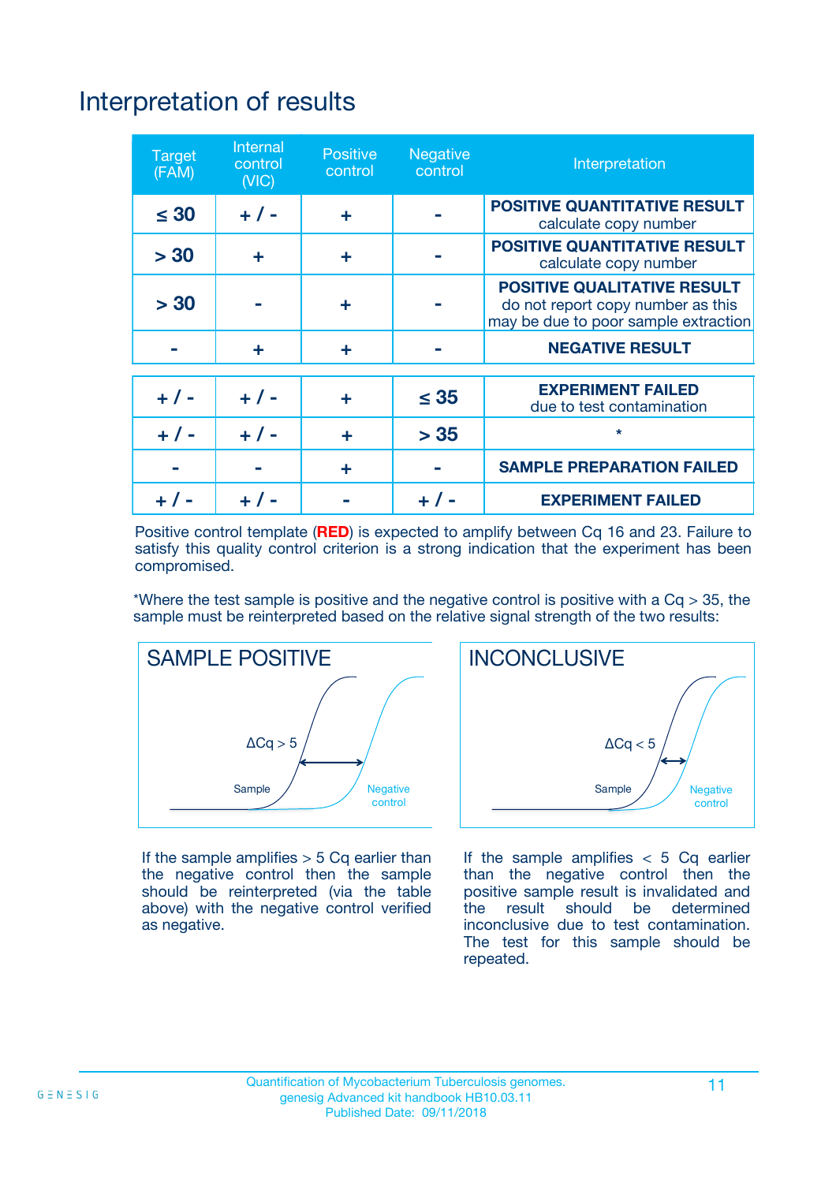# Interpretation of results

| Target (FAM) | Internal control (VIC) | Positive control | Negative control | Interpretation |
|---|---|---|---|---|
| ≤ 30 | + / - | + | - | **POSITIVE QUANTITATIVE RESULT** calculate copy number |
| > 30 | + | + | - | **POSITIVE QUANTITATIVE RESULT** calculate copy number |
| > 30 | - | + | - | **POSITIVE QUALITATIVE RESULT** do not report copy number as this may be due to poor sample extraction |
| - | + | + | - | **NEGATIVE RESULT** |
| + / - | + / - | + | ≤ 35 | **EXPERIMENT FAILED** due to test contamination |
| + / - | + / - | + | > 35 | * |
| - | - | + | - | **SAMPLE PREPARATION FAILED** |
| + / - | + / - | - | + / - | **EXPERIMENT FAILED** |

Positive control template (**RED**) is expected to amplify between Cq 16 and 23. Failure to satisfy this quality control criterion is a strong indication that the experiment has been compromised.

*Where the test sample is positive and the negative control is positive with a Cq > 35, the sample must be reinterpreted based on the relative signal strength of the two results:

**SAMPLE POSITIVE**

$\Delta Cq > 5$

If the sample amplifies > 5 Cq earlier than the negative control then the sample should be reinterpreted (via the table above) with the negative control verified as negative.

**INCONCLUSIVE**

$\Delta Cq < 5$

If the sample amplifies < 5 Cq earlier than the negative control then the positive sample result is invalidated and the result should be determined inconclusive due to test contamination. The test for this sample should be repeated.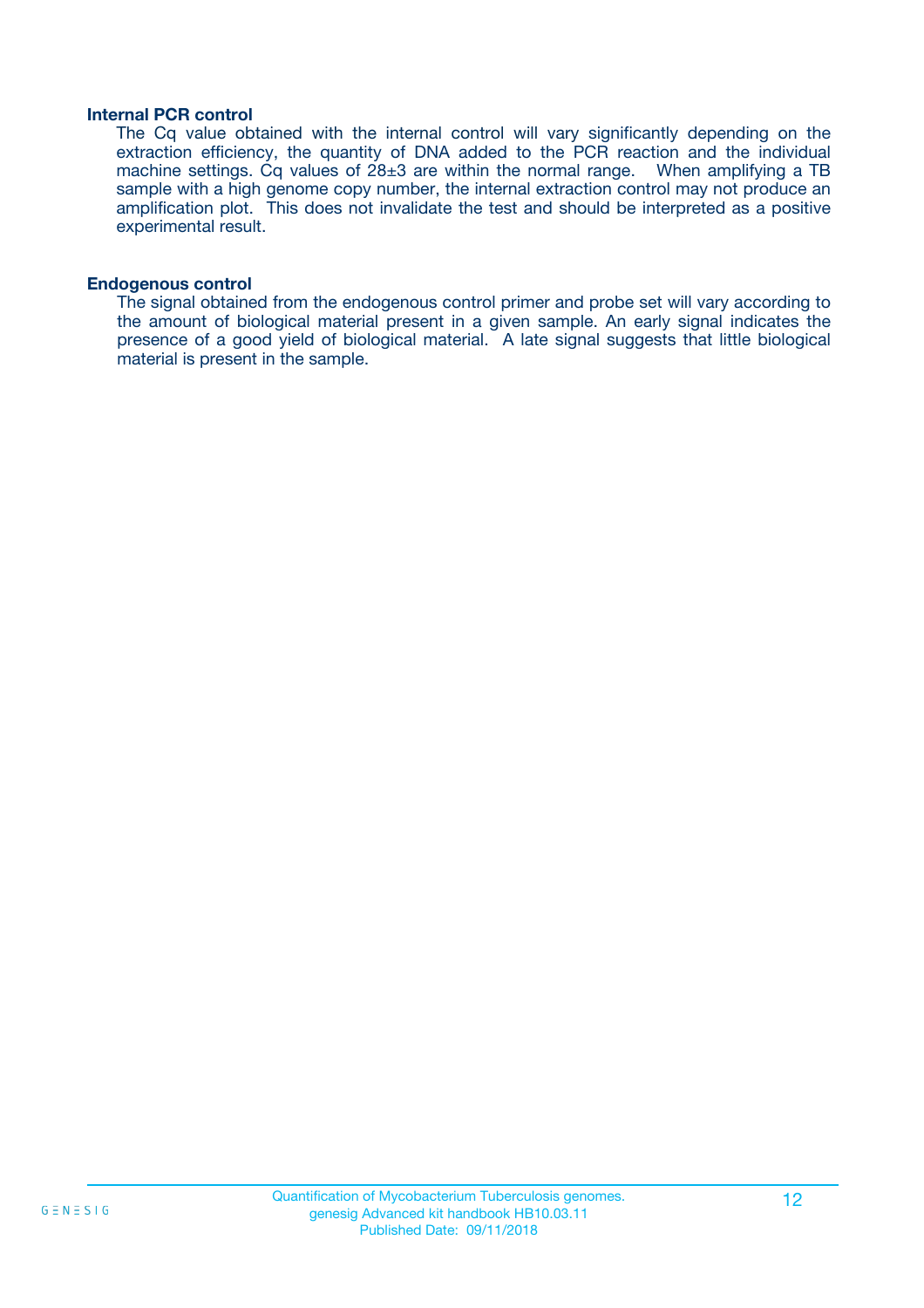**Internal PCR control**

The Cq value obtained with the internal control will vary significantly depending on the extraction efficiency, the quantity of DNA added to the PCR reaction and the individual machine settings. Cq values of 28±3 are within the normal range. When amplifying a TB sample with a high genome copy number, the internal extraction control may not produce an amplification plot. This does not invalidate the test and should be interpreted as a positive experimental result.

**Endogenous control**

The signal obtained from the endogenous control primer and probe set will vary according to the amount of biological material present in a given sample. An early signal indicates the presence of a good yield of biological material. A late signal suggests that little biological material is present in the sample.